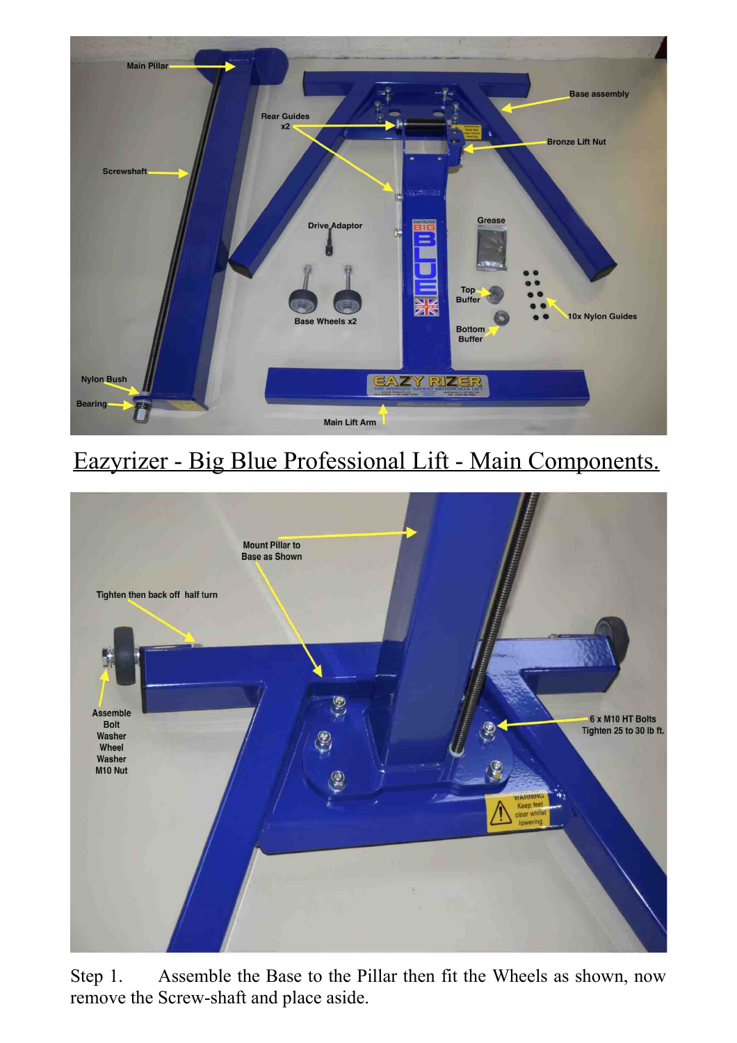Eazyrizer - Big Blue Professional Lift - Main Components.

Step 1. Assemble the Base to the Pillar then fit the Wheels as shown, now remove the Screw-shaft and place aside.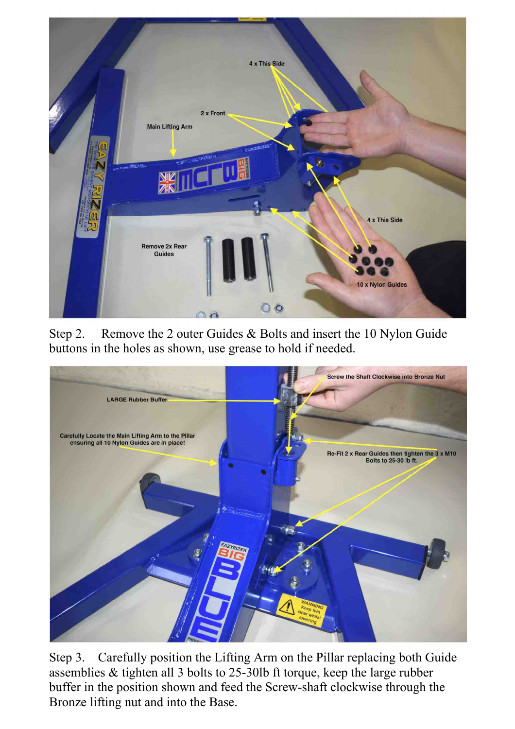Step 2. Remove the 2 outer Guides & Bolts and insert the 10 Nylon Guide buttons in the holes as shown, use grease to hold if needed.

Step 3. Carefully position the Lifting Arm on the Pillar replacing both Guide assemblies & tighten all 3 bolts to 25-30lb ft torque, keep the large rubber buffer in the position shown and feed the Screw-shaft clockwise through the Bronze lifting nut and into the Base.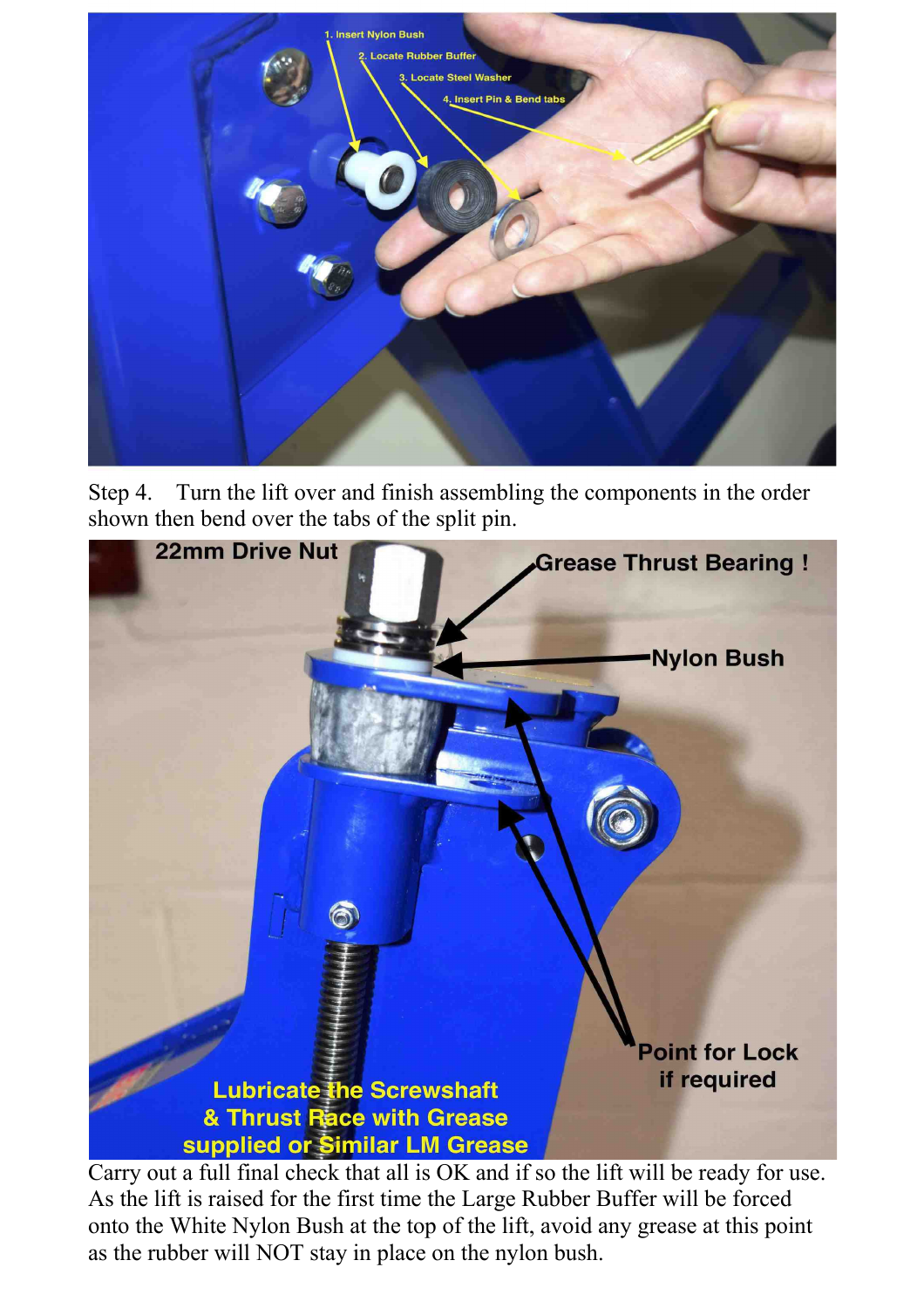Step 4. Turn the lift over and finish assembling the components in the order shown then bend over the tabs of the split pin.

Carry out a full final check that all is OK and if so the lift will be ready for use. As the lift is raised for the first time the Large Rubber Buffer will be forced onto the White Nylon Bush at the top of the lift, avoid any grease at this point as the rubber will NOT stay in place on the nylon bush.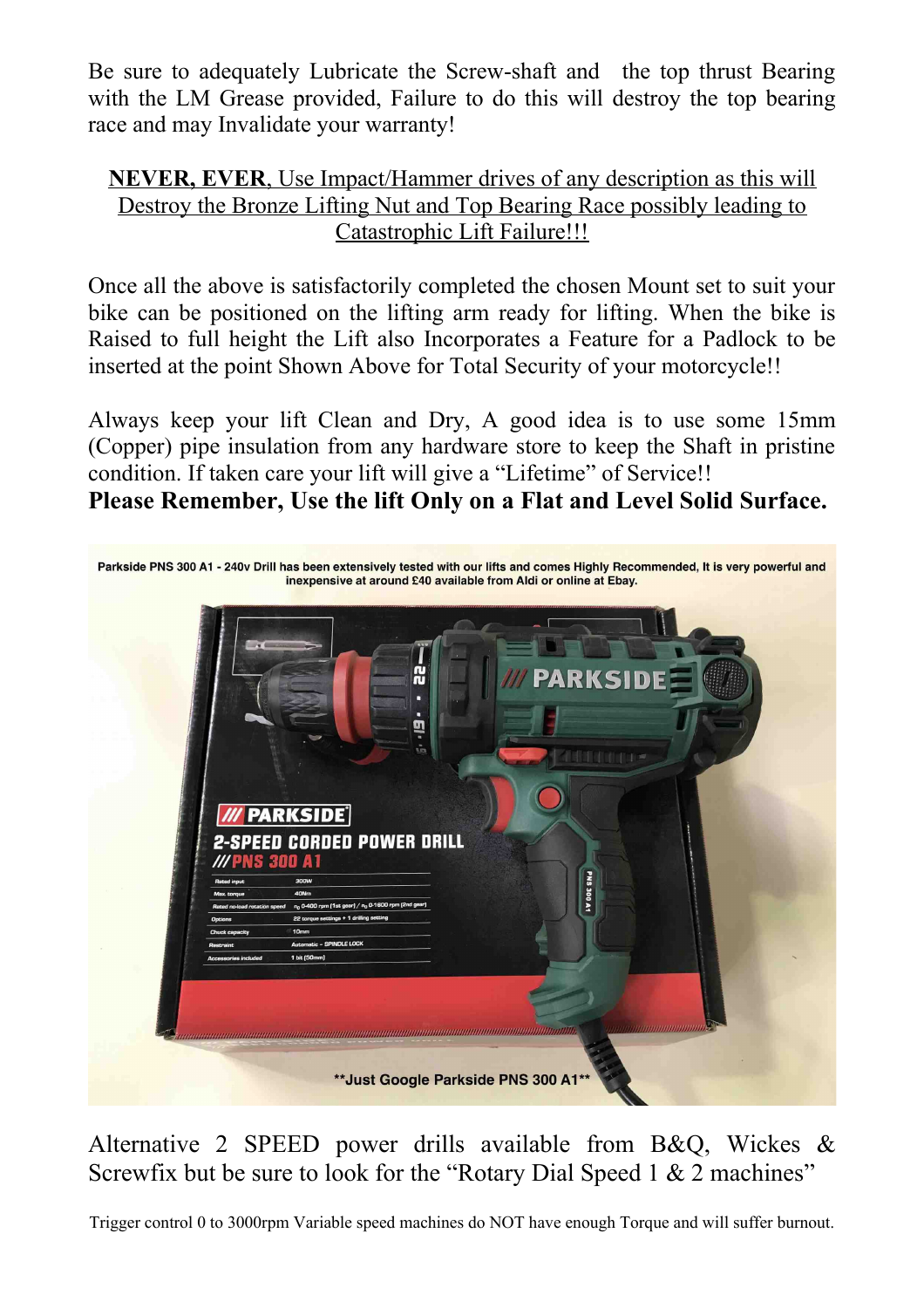Be sure to adequately Lubricate the Screw-shaft and the top thrust Bearing with the LM Grease provided, Failure to do this will destroy the top bearing race and may Invalidate your warranty!

**NEVER, EVER**, Use Impact/Hammer drives of any description as this will Destroy the Bronze Lifting Nut and Top Bearing Race possibly leading to Catastrophic Lift Failure!!!

Once all the above is satisfactorily completed the chosen Mount set to suit your bike can be positioned on the lifting arm ready for lifting. When the bike is Raised to full height the Lift also Incorporates a Feature for a Padlock to be inserted at the point Shown Above for Total Security of your motorcycle!!

Always keep your lift Clean and Dry, A good idea is to use some 15mm (Copper) pipe insulation from any hardware store to keep the Shaft in pristine condition. If taken care your lift will give a "Lifetime" of Service!!

**Please Remember, Use the lift Only on a Flat and Level Solid Surface.**

**Parkside PNS 300 A1 - 240v Drill has been extensively tested with our lifts and comes Highly Recommended, It is very powerful and inexpensive at around £40 available from Aldi or online at Ebay.**

**\*\*Just Google Parkside PNS 300 A1\*\***

Alternative 2 SPEED power drills available from B&Q, Wickes & Screwfix but be sure to look for the "Rotary Dial Speed 1 & 2 machines"

Trigger control 0 to 3000rpm Variable speed machines do NOT have enough Torque and will suffer burnout.